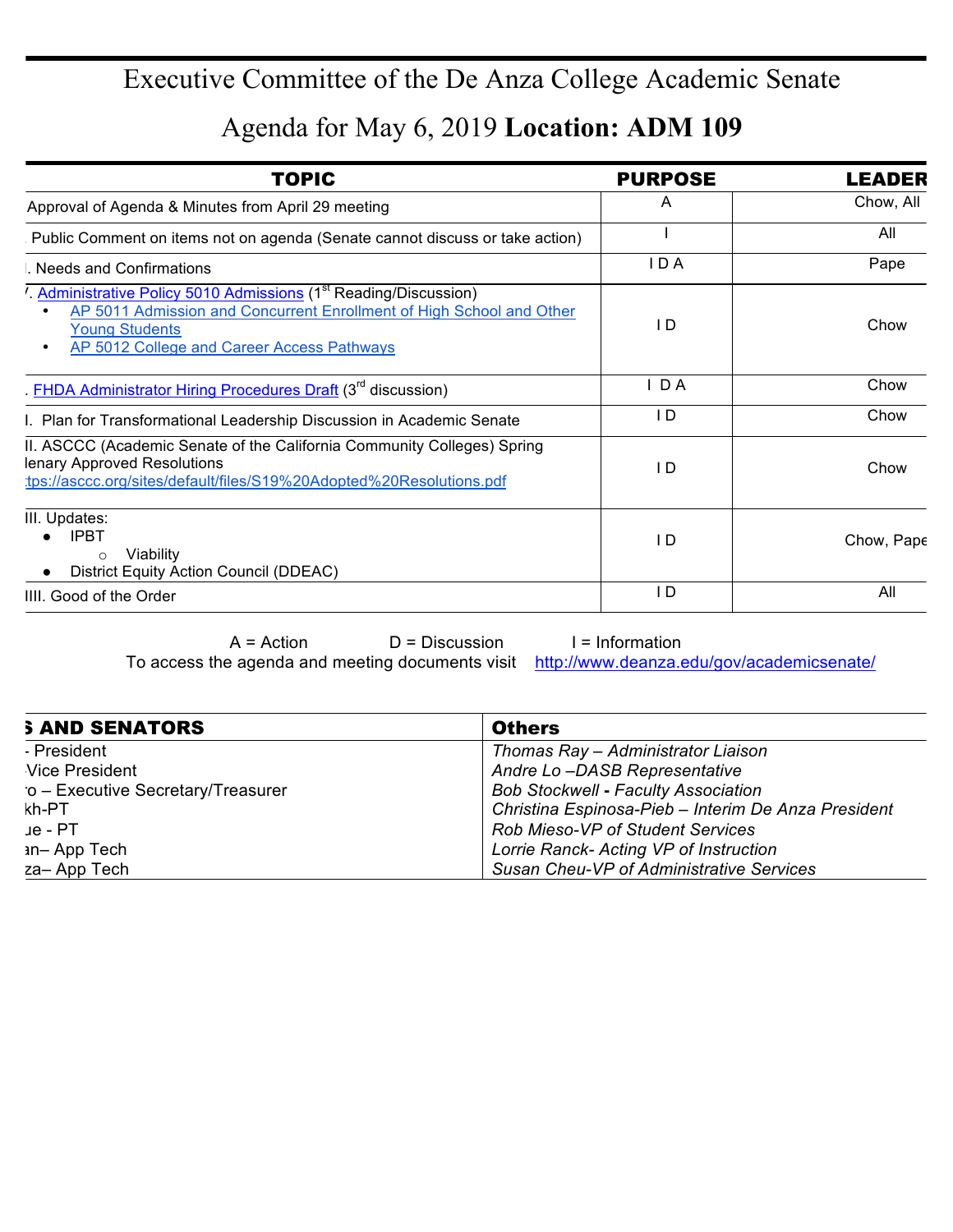# Executive Committee of the De Anza College Academic Senate

## Agenda for May 6, 2019 **Location: ADM 109**

| TOPIC | PURPOSE | LEADER |
|---|---|---|
| Approval of Agenda & Minutes from April 29 meeting | A | Chow, All |
| Public Comment on items not on agenda (Senate cannot discuss or take action) | I | All |
| . Needs and Confirmations | I D A | Pape |
| /. Administrative Policy 5010 Admissions (1st Reading/Discussion)<br>• AP 5011 Admission and Concurrent Enrollment of High School and Other Young Students<br>• AP 5012 College and Career Access Pathways | I D | Chow |
| . FHDA Administrator Hiring Procedures Draft (3rd discussion) | I D A | Chow |
| I. Plan for Transformational Leadership Discussion in Academic Senate | I D | Chow |
| II. ASCCC (Academic Senate of the California Community Colleges) Spring lenary Approved Resolutions<br>tps://asccc.org/sites/default/files/S19%20Adopted%20Resolutions.pdf | I D | Chow |
| III. Updates:<br>● IPBT<br>○ Viability<br>● District Equity Action Council (DDEAC) | I D | Chow, Pape |
| IIII. Good of the Order | I D | All |

A = Action D = Discussion I = Information

To access the agenda and meeting documents visit http://www.deanza.edu/gov/academicsenate/

| S AND SENATORS | Others |
|---|---|
| - President | *Thomas Ray – Administrator Liaison* |
| Vice President | *Andre Lo –DASB Representative* |
| o – Executive Secretary/Treasurer | *Bob Stockwell - Faculty Association* |
| kh-PT | *Christina Espinosa-Pieb – Interim De Anza President* |
| ue - PT | *Rob Mieso-VP of Student Services* |
| an– App Tech | *Lorrie Ranck- Acting VP of Instruction* |
| za– App Tech | *Susan Cheu-VP of Administrative Services* |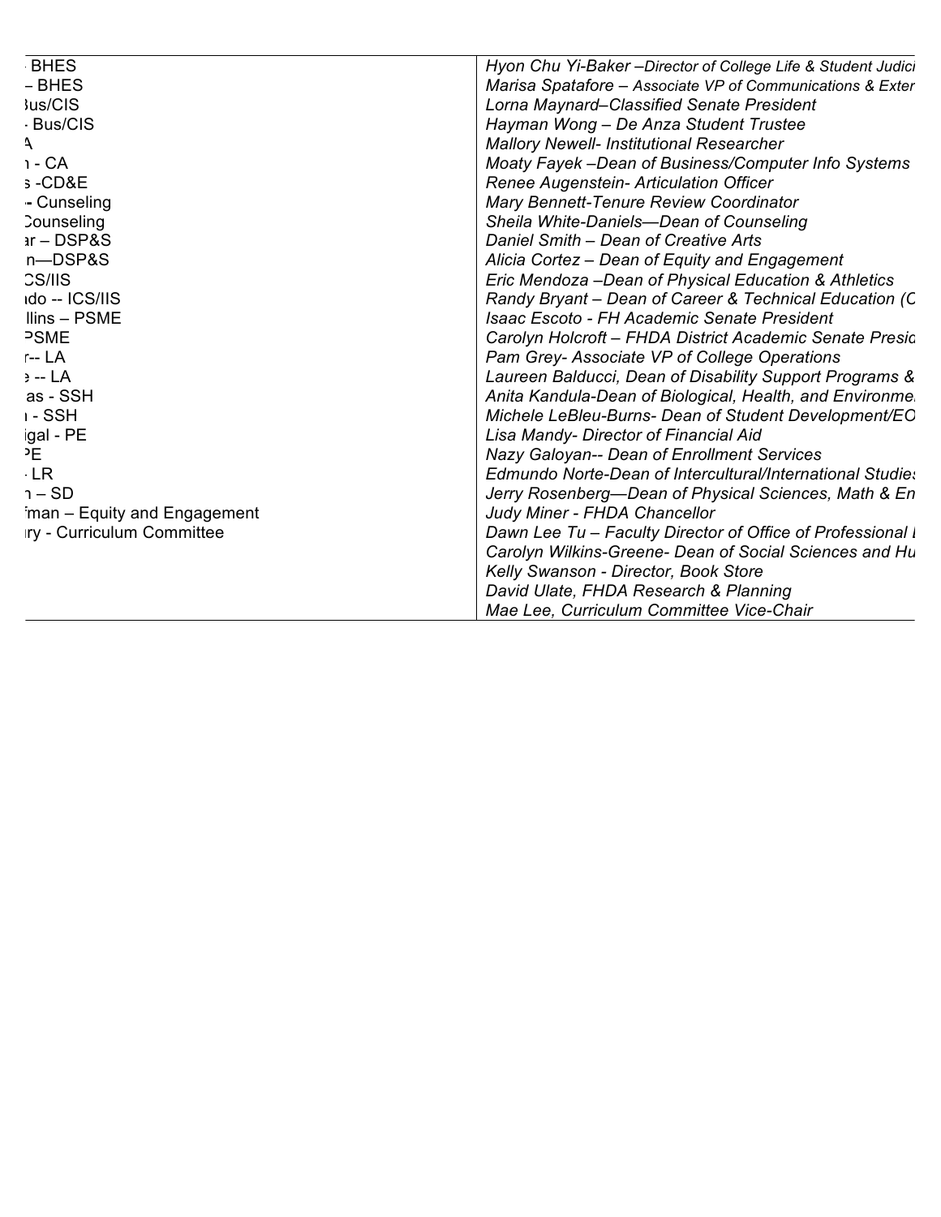| | |
|---|---|
| BHES | *Hyon Chu Yi-Baker –Director of College Life & Student Judici* |
| – BHES | *Marisa Spatafore – Associate VP of Communications & Exter* |
| Bus/CIS | *Lorna Maynard–Classified Senate President* |
| - Bus/CIS | *Hayman Wong – De Anza Student Trustee* |
| A | *Mallory Newell- Institutional Researcher* |
| n - CA | *Moaty Fayek –Dean of Business/Computer Info Systems* |
| s -CD&E | *Renee Augenstein- Articulation Officer* |
| - Cunseling | *Mary Bennett-Tenure Review Coordinator* |
| Counseling | *Sheila White-Daniels—Dean of Counseling* |
| ar – DSP&S | *Daniel Smith – Dean of Creative Arts* |
| n—DSP&S | *Alicia Cortez – Dean of Equity and Engagement* |
| CS/IIS | *Eric Mendoza –Dean of Physical Education & Athletics* |
| ado -- ICS/IIS | *Randy Bryant – Dean of Career & Technical Education (C* |
| llins – PSME | *Isaac Escoto - FH Academic Senate President* |
| PSME | *Carolyn Holcroft – FHDA District Academic Senate Presid* |
| r-- LA | *Pam Grey- Associate VP of College Operations* |
| e -- LA | *Laureen Balducci, Dean of Disability Support Programs &* |
| as - SSH | *Anita Kandula-Dean of Biological, Health, and Environme* |
| n - SSH | *Michele LeBleu-Burns- Dean of Student Development/EO* |
| igal - PE | *Lisa Mandy- Director of Financial Aid* |
| PE | *Nazy Galoyan-- Dean of Enrollment Services* |
| - LR | *Edmundo Norte-Dean of Intercultural/International Studies* |
| n – SD | *Jerry Rosenberg—Dean of Physical Sciences, Math & En* |
| fman – Equity and Engagement | *Judy Miner - FHDA Chancellor* |
| ury - Curriculum Committee | *Dawn Lee Tu – Faculty Director of Office of Professional* |
| | *Carolyn Wilkins-Greene- Dean of Social Sciences and Hu* |
| | *Kelly Swanson - Director, Book Store* |
| | *David Ulate, FHDA Research & Planning* |
| | *Mae Lee, Curriculum Committee Vice-Chair* |